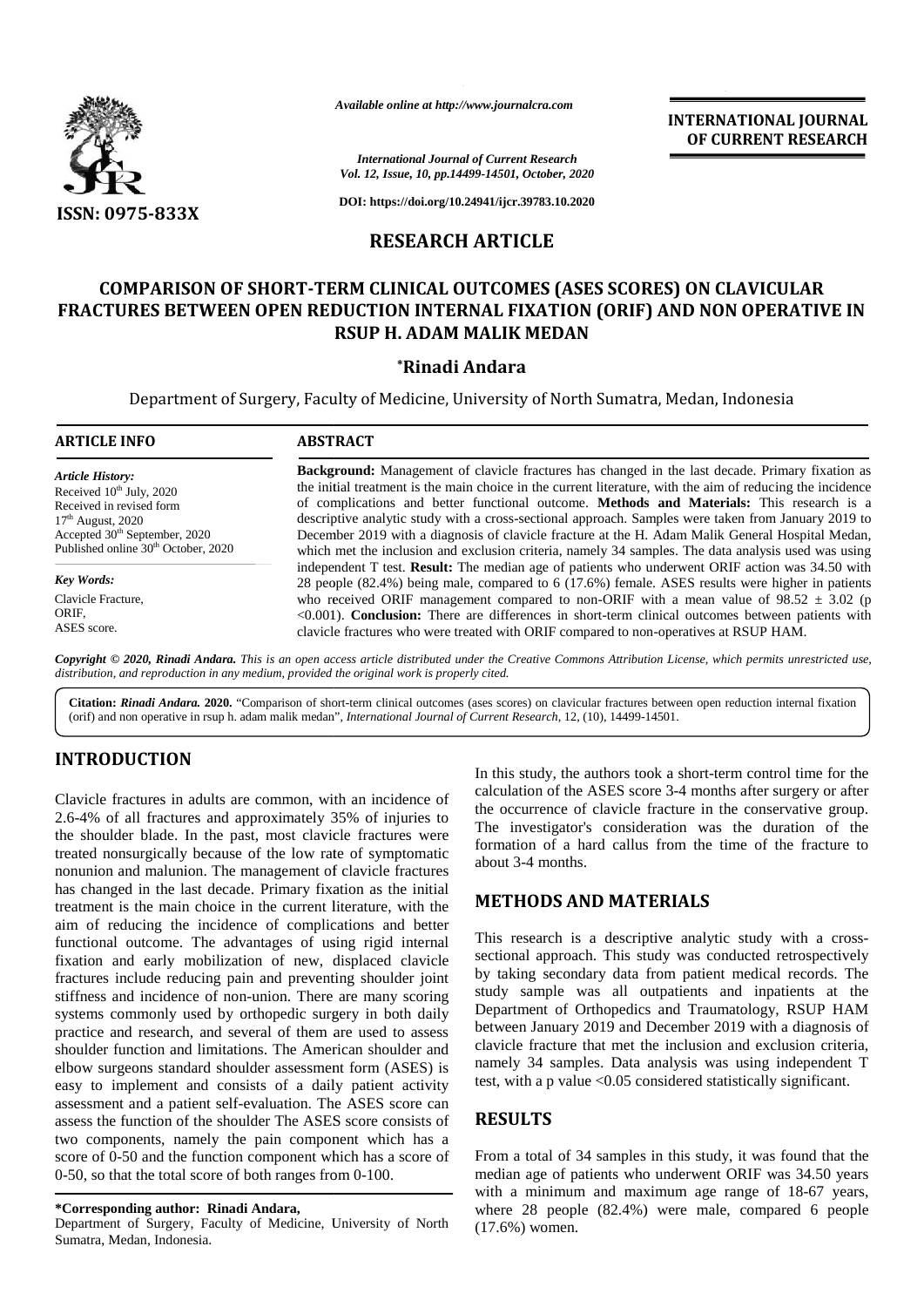# COMPARISON OF SHORT-TERM CLINICAL OUTCOMES (ASES SCORES) ON CLAVICULAR FRACTURES BETWEEN OPEN REDUCTION INTERNAL FIXATION (ORIF) AND NON OPERATIVE IN RSUP H. ADAM MALIK MEDAN

**\*Rinadi Andara**

Department of Surgery, Faculty of Medicine, University of North Sumatra, Medan, Indonesia

## ARTICLE INFO

*Article History:*
Received 10th July, 2020
Received in revised form
17th August, 2020
Accepted 30th September, 2020
Published online 30th October, 2020

*Key Words:*
Clavicle Fracture,
ORIF,
ASES score.

## ABSTRACT

**Background:** Management of clavicle fractures has changed in the last decade. Primary fixation as the initial treatment is the main choice in the current literature, with the aim of reducing the incidence of complications and better functional outcome. **Methods and Materials:** This research is a descriptive analytic study with a cross-sectional approach. Samples were taken from January 2019 to December 2019 with a diagnosis of clavicle fracture at the H. Adam Malik General Hospital Medan, which met the inclusion and exclusion criteria, namely 34 samples. The data analysis used was using independent T test. **Result:** The median age of patients who underwent ORIF action was 34.50 with 28 people (82.4%) being male, compared to 6 (17.6%) female. ASES results were higher in patients who received ORIF management compared to non-ORIF with a mean value of $98.52 \pm 3.02$ ($p < 0.001$). **Conclusion:** There are differences in short-term clinical outcomes between patients with clavicle fractures who were treated with ORIF compared to non-operatives at RSUP HAM.

*Copyright © 2020, Rinadi Andara. This is an open access article distributed under the Creative Commons Attribution License, which permits unrestricted use, distribution, and reproduction in any medium, provided the original work is properly cited.*

**Citation:** *Rinadi Andara.* **2020.** "Comparison of short-term clinical outcomes (ases scores) on clavicular fractures between open reduction internal fixation (orif) and non operative in rsup h. adam malik medan", *International Journal of Current Research*, 12, (10), 14499-14501.

## INTRODUCTION

Clavicle fractures in adults are common, with an incidence of 2.6-4% of all fractures and approximately 35% of injuries to the shoulder blade. In the past, most clavicle fractures were treated nonsurgically because of the low rate of symptomatic nonunion and malunion. The management of clavicle fractures has changed in the last decade. Primary fixation as the initial treatment is the main choice in the current literature, with the aim of reducing the incidence of complications and better functional outcome. The advantages of using rigid internal fixation and early mobilization of new, displaced clavicle fractures include reducing pain and preventing shoulder joint stiffness and incidence of non-union. There are many scoring systems commonly used by orthopedic surgery in both daily practice and research, and several of them are used to assess shoulder function and limitations. The American shoulder and elbow surgeons standard shoulder assessment form (ASES) is easy to implement and consists of a daily patient activity assessment and a patient self-evaluation. The ASES score can assess the function of the shoulder The ASES score consists of two components, namely the pain component which has a score of 0-50 and the function component which has a score of 0-50, so that the total score of both ranges from 0-100.

In this study, the authors took a short-term control time for the calculation of the ASES score 3-4 months after surgery or after the occurrence of clavicle fracture in the conservative group. The investigator's consideration was the duration of the formation of a hard callus from the time of the fracture to about 3-4 months.

## METHODS AND MATERIALS

This research is a descriptive analytic study with a cross-sectional approach. This study was conducted retrospectively by taking secondary data from patient medical records. The study sample was all outpatients and inpatients at the Department of Orthopedics and Traumatology, RSUP HAM between January 2019 and December 2019 with a diagnosis of clavicle fracture that met the inclusion and exclusion criteria, namely 34 samples. Data analysis was using independent T test, with a p value <0.05 considered statistically significant.

## RESULTS

From a total of 34 samples in this study, it was found that the median age of patients who underwent ORIF was 34.50 years with a minimum and maximum age range of 18-67 years, where 28 people (82.4%) were male, compared 6 people (17.6%) women.

**\*Corresponding author: Rinadi Andara,**
Department of Surgery, Faculty of Medicine, University of North Sumatra, Medan, Indonesia.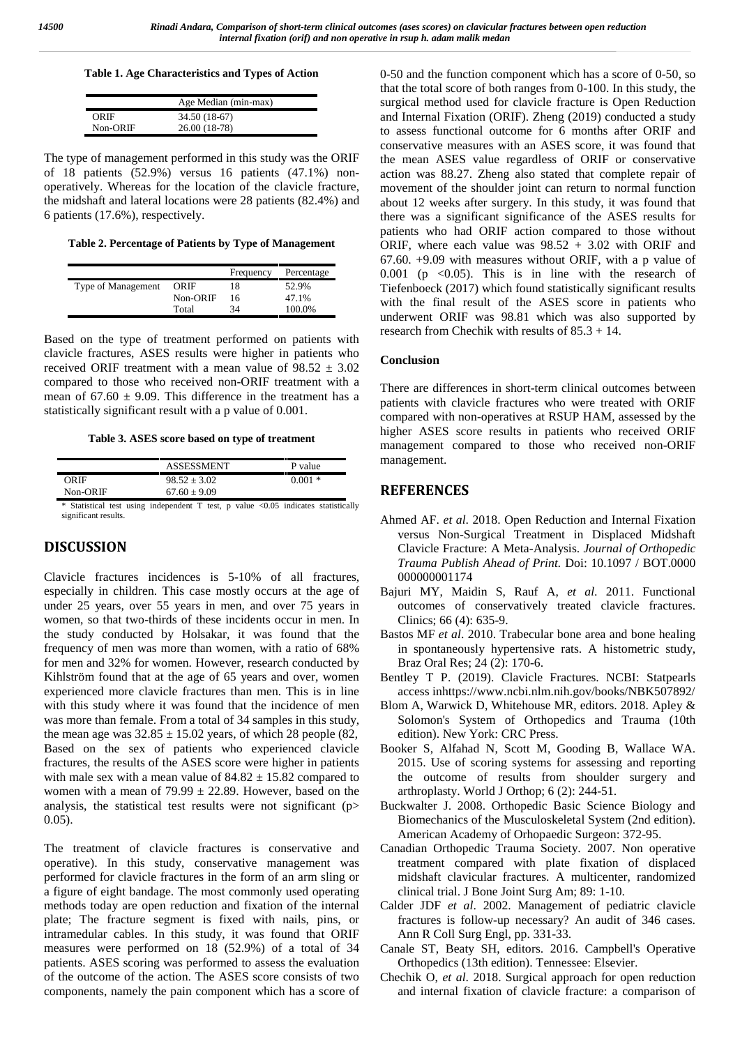**Table 1. Age Characteristics and Types of Action**

| | Age Median (min-max) |
|---|---|
| ORIF | 34.50 (18-67) |
| Non-ORIF | 26.00 (18-78) |

The type of management performed in this study was the ORIF of 18 patients (52.9%) versus 16 patients (47.1%) non-operatively. Whereas for the location of the clavicle fracture, the midshaft and lateral locations were 28 patients (82.4%) and 6 patients (17.6%), respectively.

**Table 2. Percentage of Patients by Type of Management**

| | | Frequency | Percentage |
|---|---|---|---|
| Type of Management | ORIF | 18 | 52.9% |
| | Non-ORIF | 16 | 47.1% |
| | Total | 34 | 100.0% |

Based on the type of treatment performed on patients with clavicle fractures, ASES results were higher in patients who received ORIF treatment with a mean value of $98.52 \pm 3.02$ compared to those who received non-ORIF treatment with a mean of $67.60 \pm 9.09$. This difference in the treatment has a statistically significant result with a p value of 0.001.

**Table 3. ASES score based on type of treatment**

| | ASSESSMENT | P value |
|---|---|---|
| ORIF | $98.52 \pm 3.02$ | 0.001 * |
| Non-ORIF | $67.60 \pm 9.09$ | |

* Statistical test using independent T test, p value <0.05 indicates statistically significant results.

## DISCUSSION

Clavicle fractures incidences is 5-10% of all fractures, especially in children. This case mostly occurs at the age of under 25 years, over 55 years in men, and over 75 years in women, so that two-thirds of these incidents occur in men. In the study conducted by Holsakar, it was found that the frequency of men was more than women, with a ratio of 68% for men and 32% for women. However, research conducted by Kihlström found that at the age of 65 years and over, women experienced more clavicle fractures than men. This is in line with this study where it was found that the incidence of men was more than female. From a total of 34 samples in this study, the mean age was $32.85 \pm 15.02$ years, of which 28 people (82, Based on the sex of patients who experienced clavicle fractures, the results of the ASES score were higher in patients with male sex with a mean value of $84.82 \pm 15.82$ compared to women with a mean of $79.99 \pm 22.89$. However, based on the analysis, the statistical test results were not significant ($p> 0.05$).

The treatment of clavicle fractures is conservative and operative). In this study, conservative management was performed for clavicle fractures in the form of an arm sling or a figure of eight bandage. The most commonly used operating methods today are open reduction and fixation of the internal plate; The fracture segment is fixed with nails, pins, or intramedular cables. In this study, it was found that ORIF measures were performed on 18 (52.9%) of a total of 34 patients. ASES scoring was performed to assess the evaluation of the outcome of the action. The ASES score consists of two components, namely the pain component which has a score of 0-50 and the function component which has a score of 0-50, so that the total score of both ranges from 0-100. In this study, the surgical method used for clavicle fracture is Open Reduction and Internal Fixation (ORIF). Zheng (2019) conducted a study to assess functional outcome for 6 months after ORIF and conservative measures with an ASES score, it was found that the mean ASES value regardless of ORIF or conservative action was 88.27. Zheng also stated that complete repair of movement of the shoulder joint can return to normal function about 12 weeks after surgery. In this study, it was found that there was a significant significance of the ASES results for patients who had ORIF action compared to those without ORIF, where each value was 98.52 + 3.02 with ORIF and 67.60. +9.09 with measures without ORIF, with a p value of 0.001 ($p < 0.05$). This is in line with the research of Tiefenboeck (2017) which found statistically significant results with the final result of the ASES score in patients who underwent ORIF was 98.81 which was also supported by research from Chechik with results of 85.3 + 14.

### Conclusion

There are differences in short-term clinical outcomes between patients with clavicle fractures who were treated with ORIF compared with non-operatives at RSUP HAM, assessed by the higher ASES score results in patients who received ORIF management compared to those who received non-ORIF management.

## REFERENCES

- Ahmed AF. *et al.* 2018. Open Reduction and Internal Fixation versus Non-Surgical Treatment in Displaced Midshaft Clavicle Fracture: A Meta-Analysis. *Journal of Orthopedic Trauma Publish Ahead of Print.* Doi: 10.1097 / BOT.0000 000000001174
- Bajuri MY, Maidin S, Rauf A, *et al.* 2011. Functional outcomes of conservatively treated clavicle fractures. Clinics; 66 (4): 635-9.
- Bastos MF *et al*. 2010. Trabecular bone area and bone healing in spontaneously hypertensive rats. A histometric study, Braz Oral Res; 24 (2): 170-6.
- Bentley T P. (2019). Clavicle Fractures. NCBI: Statpearls access inhttps://www.ncbi.nlm.nih.gov/books/NBK507892/
- Blom A, Warwick D, Whitehouse MR, editors. 2018. Apley & Solomon's System of Orthopedics and Trauma (10th edition). New York: CRC Press.
- Booker S, Alfahad N, Scott M, Gooding B, Wallace WA. 2015. Use of scoring systems for assessing and reporting the outcome of results from shoulder surgery and arthroplasty. World J Orthop; 6 (2): 244-51.
- Buckwalter J. 2008. Orthopedic Basic Science Biology and Biomechanics of the Musculoskeletal System (2nd edition). American Academy of Orhopaedic Surgeon: 372-95.
- Canadian Orthopedic Trauma Society. 2007. Non operative treatment compared with plate fixation of displaced midshaft clavicular fractures. A multicenter, randomized clinical trial. J Bone Joint Surg Am; 89: 1-10.
- Calder JDF *et al*. 2002. Management of pediatric clavicle fractures is follow-up necessary? An audit of 346 cases. Ann R Coll Surg Engl, pp. 331-33.
- Canale ST, Beaty SH, editors. 2016. Campbell's Operative Orthopedics (13th edition). Tennessee: Elsevier.
- Chechik O, *et al.* 2018. Surgical approach for open reduction and internal fixation of clavicle fracture: a comparison of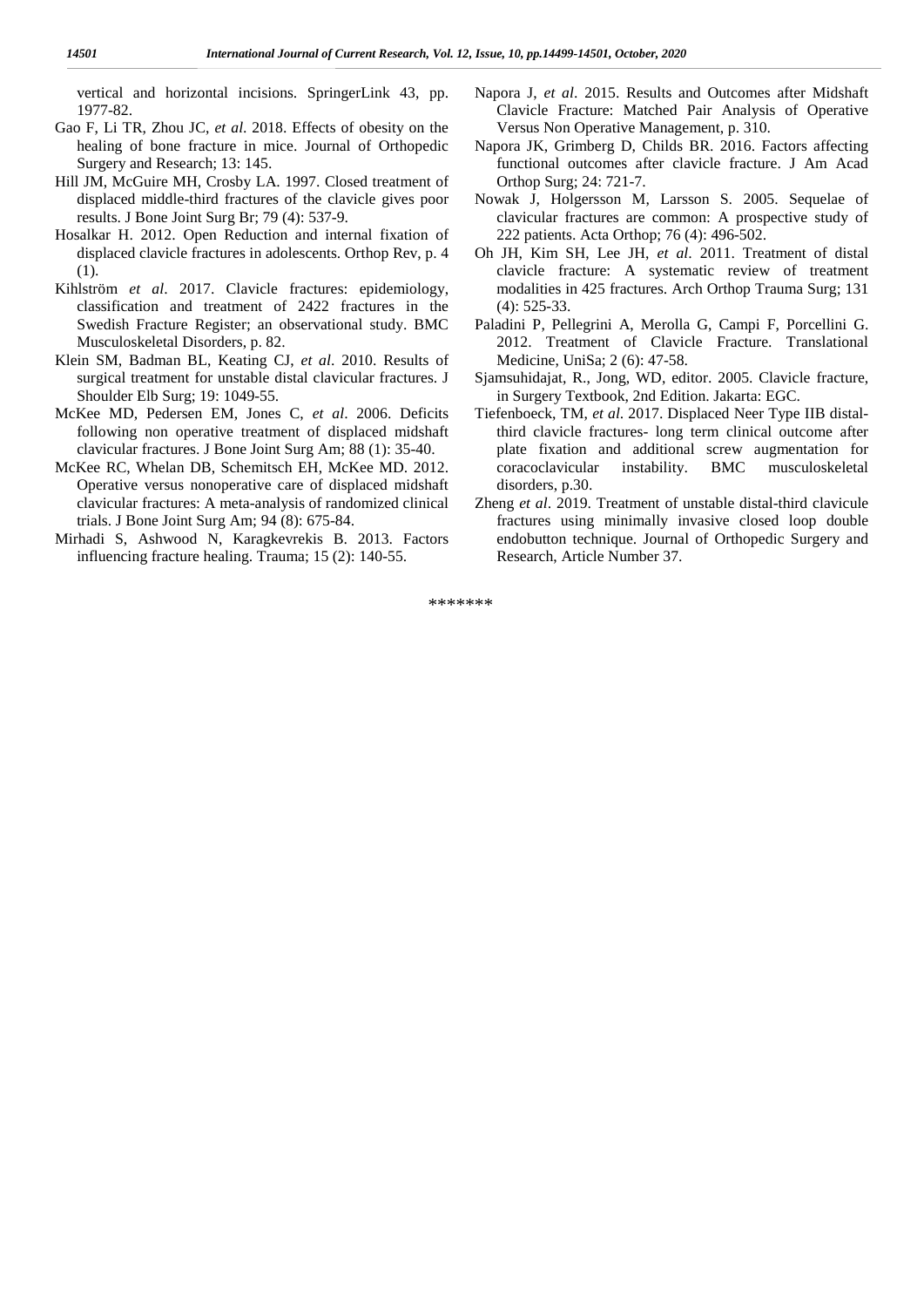vertical and horizontal incisions. SpringerLink 43, pp. 1977-82.

Gao F, Li TR, Zhou JC, *et al.* 2018. Effects of obesity on the healing of bone fracture in mice. Journal of Orthopedic Surgery and Research; 13: 145.

Hill JM, McGuire MH, Crosby LA. 1997. Closed treatment of displaced middle-third fractures of the clavicle gives poor results. J Bone Joint Surg Br; 79 (4): 537-9.

Hosalkar H. 2012. Open Reduction and internal fixation of displaced clavicle fractures in adolescents. Orthop Rev, p. 4 (1).

Kihlström *et al*. 2017. Clavicle fractures: epidemiology, classification and treatment of 2422 fractures in the Swedish Fracture Register; an observational study. BMC Musculoskeletal Disorders, p. 82.

Klein SM, Badman BL, Keating CJ, *et al*. 2010. Results of surgical treatment for unstable distal clavicular fractures. J Shoulder Elb Surg; 19: 1049-55.

McKee MD, Pedersen EM, Jones C, *et al*. 2006. Deficits following non operative treatment of displaced midshaft clavicular fractures. J Bone Joint Surg Am; 88 (1): 35-40.

McKee RC, Whelan DB, Schemitsch EH, McKee MD. 2012. Operative versus nonoperative care of displaced midshaft clavicular fractures: A meta-analysis of randomized clinical trials. J Bone Joint Surg Am; 94 (8): 675-84.

Mirhadi S, Ashwood N, Karagkevrekis B. 2013. Factors influencing fracture healing. Trauma; 15 (2): 140-55.

Napora J, *et al*. 2015. Results and Outcomes after Midshaft Clavicle Fracture: Matched Pair Analysis of Operative Versus Non Operative Management, p. 310.

Napora JK, Grimberg D, Childs BR. 2016. Factors affecting functional outcomes after clavicle fracture. J Am Acad Orthop Surg; 24: 721-7.

Nowak J, Holgersson M, Larsson S. 2005. Sequelae of clavicular fractures are common: A prospective study of 222 patients. Acta Orthop; 76 (4): 496-502.

Oh JH, Kim SH, Lee JH, *et al*. 2011. Treatment of distal clavicle fracture: A systematic review of treatment modalities in 425 fractures. Arch Orthop Trauma Surg; 131 (4): 525-33.

Paladini P, Pellegrini A, Merolla G, Campi F, Porcellini G. 2012. Treatment of Clavicle Fracture. Translational Medicine, UniSa; 2 (6): 47-58.

Sjamsuhidajat, R., Jong, WD, editor. 2005. Clavicle fracture, in Surgery Textbook, 2nd Edition. Jakarta: EGC.

Tiefenboeck, TM, *et al*. 2017. Displaced Neer Type IIB distal-third clavicle fractures- long term clinical outcome after plate fixation and additional screw augmentation for coracoclavicular instability. BMC musculoskeletal disorders, p.30.

Zheng *et al*. 2019. Treatment of unstable distal-third clavicule fractures using minimally invasive closed loop double endobutton technique. Journal of Orthopedic Surgery and Research, Article Number 37.

*******